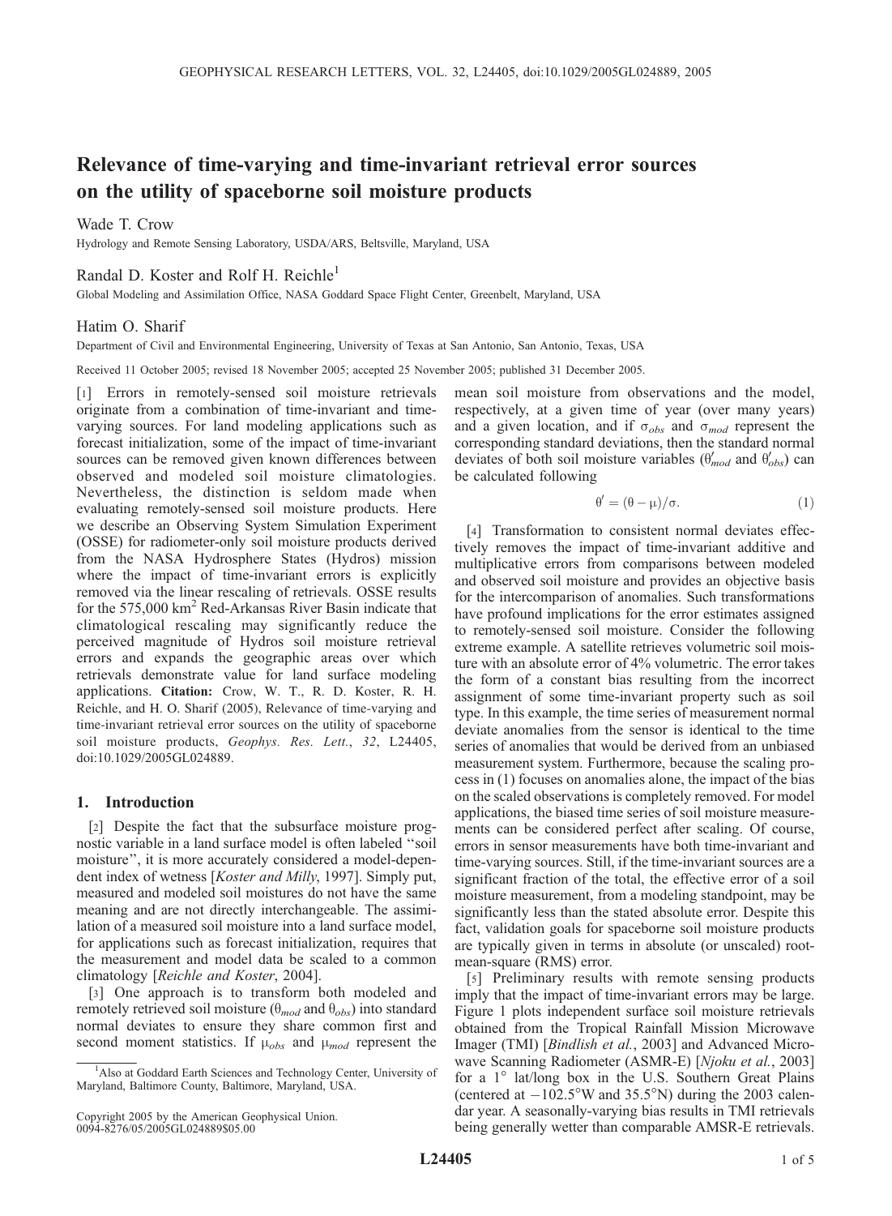# Relevance of time-varying and time-invariant retrieval error sources on the utility of spaceborne soil moisture products

Wade T. Crow

Hydrology and Remote Sensing Laboratory, USDA/ARS, Beltsville, Maryland, USA

Randal D. Koster and Rolf H. Reichle[1]

Global Modeling and Assimilation Office, NASA Goddard Space Flight Center, Greenbelt, Maryland, USA

Hatim O. Sharif

Department of Civil and Environmental Engineering, University of Texas at San Antonio, San Antonio, Texas, USA

Received 11 October 2005; revised 18 November 2005; accepted 25 November 2005; published 31 December 2005.

[1] Errors in remotely-sensed soil moisture retrievals originate from a combination of time-invariant and time-varying sources. For land modeling applications such as forecast initialization, some of the impact of time-invariant sources can be removed given known differences between observed and modeled soil moisture climatologies. Nevertheless, the distinction is seldom made when evaluating remotely-sensed soil moisture products. Here we describe an Observing System Simulation Experiment (OSSE) for radiometer-only soil moisture products derived from the NASA Hydrosphere States (Hydros) mission where the impact of time-invariant errors is explicitly removed via the linear rescaling of retrievals. OSSE results for the 575,000 km$^2$ Red-Arkansas River Basin indicate that climatological rescaling may significantly reduce the perceived magnitude of Hydros soil moisture retrieval errors and expands the geographic areas over which retrievals demonstrate value for land surface modeling applications. **Citation:** Crow, W. T., R. D. Koster, R. H. Reichle, and H. O. Sharif (2005), Relevance of time-varying and time-invariant retrieval error sources on the utility of spaceborne soil moisture products, *Geophys. Res. Lett.*, *32*, L24405, doi:10.1029/2005GL024889.

## 1. Introduction

[2] Despite the fact that the subsurface moisture prognostic variable in a land surface model is often labeled "soil moisture", it is more accurately considered a model-dependent index of wetness [*Koster and Milly*, 1997]. Simply put, measured and modeled soil moistures do not have the same meaning and are not directly interchangeable. The assimilation of a measured soil moisture into a land surface model, for applications such as forecast initialization, requires that the measurement and model data be scaled to a common climatology [*Reichle and Koster*, 2004].

[3] One approach is to transform both modeled and remotely retrieved soil moisture ($\theta_{mod}$ and $\theta_{obs}$) into standard normal deviates to ensure they share common first and second moment statistics. If $\mu_{obs}$ and $\mu_{mod}$ represent the mean soil moisture from observations and the model, respectively, at a given time of year (over many years) and a given location, and if $\sigma_{obs}$ and $\sigma_{mod}$ represent the corresponding standard deviations, then the standard normal deviates of both soil moisture variables ($\theta'_{mod}$ and $\theta'_{obs}$) can be calculated following

$$\theta' = (\theta - \mu)/\sigma. \tag{1}$$

[4] Transformation to consistent normal deviates effectively removes the impact of time-invariant additive and multiplicative errors from comparisons between modeled and observed soil moisture and provides an objective basis for the intercomparison of anomalies. Such transformations have profound implications for the error estimates assigned to remotely-sensed soil moisture. Consider the following extreme example. A satellite retrieves volumetric soil moisture with an absolute error of 4% volumetric. The error takes the form of a constant bias resulting from the incorrect assignment of some time-invariant property such as soil type. In this example, the time series of measurement normal deviate anomalies from the sensor is identical to the time series of anomalies that would be derived from an unbiased measurement system. Furthermore, because the scaling process in (1) focuses on anomalies alone, the impact of the bias on the scaled observations is completely removed. For model applications, the biased time series of soil moisture measurements can be considered perfect after scaling. Of course, errors in sensor measurements have both time-invariant and time-varying sources. Still, if the time-invariant sources are a significant fraction of the total, the effective error of a soil moisture measurement, from a modeling standpoint, may be significantly less than the stated absolute error. Despite this fact, validation goals for spaceborne soil moisture products are typically given in terms in absolute (or unscaled) root-mean-square (RMS) error.

[5] Preliminary results with remote sensing products imply that the impact of time-invariant errors may be large. Figure 1 plots independent surface soil moisture retrievals obtained from the Tropical Rainfall Mission Microwave Imager (TMI) [*Bindlish et al.*, 2003] and Advanced Microwave Scanning Radiometer (ASMR-E) [*Njoku et al.*, 2003] for a 1° lat/long box in the U.S. Southern Great Plains (centered at −102.5°W and 35.5°N) during the 2003 calendar year. A seasonally-varying bias results in TMI retrievals being generally wetter than comparable AMSR-E retrievals.

[1] Also at Goddard Earth Sciences and Technology Center, University of Maryland, Baltimore County, Baltimore, Maryland, USA.

Copyright 2005 by the American Geophysical Union.
0094-8276/05/2005GL024889$05.00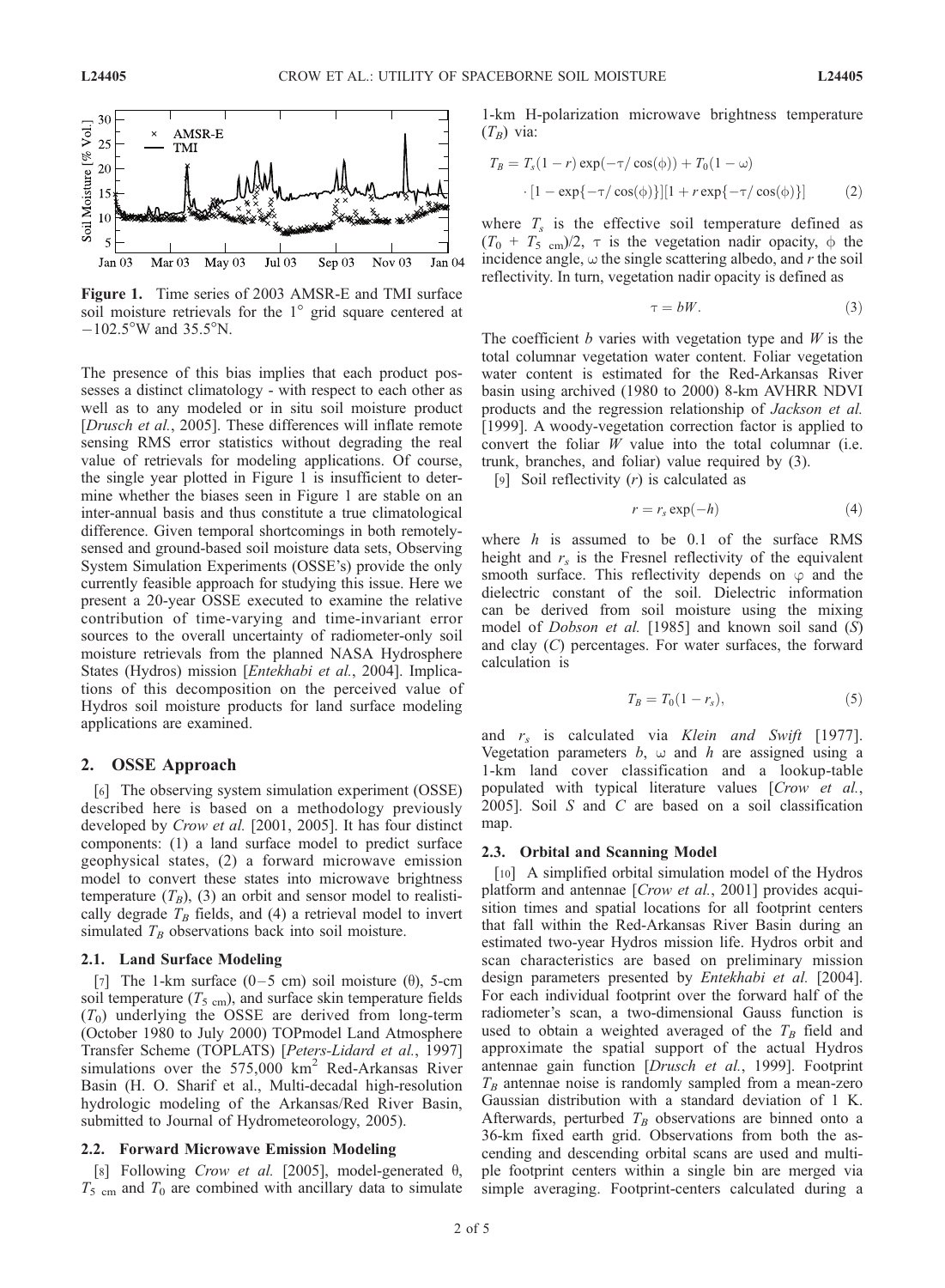**Figure 1.** Time series of 2003 AMSR-E and TMI surface soil moisture retrievals for the 1° grid square centered at −102.5°W and 35.5°N.

The presence of this bias implies that each product possesses a distinct climatology - with respect to each other as well as to any modeled or in situ soil moisture product [*Drusch et al.*, 2005]. These differences will inflate remote sensing RMS error statistics without degrading the real value of retrievals for modeling applications. Of course, the single year plotted in Figure 1 is insufficient to determine whether the biases seen in Figure 1 are stable on an inter-annual basis and thus constitute a true climatological difference. Given temporal shortcomings in both remotely-sensed and ground-based soil moisture data sets, Observing System Simulation Experiments (OSSE's) provide the only currently feasible approach for studying this issue. Here we present a 20-year OSSE executed to examine the relative contribution of time-varying and time-invariant error sources to the overall uncertainty of radiometer-only soil moisture retrievals from the planned NASA Hydrosphere States (Hydros) mission [*Entekhabi et al.*, 2004]. Implications of this decomposition on the perceived value of Hydros soil moisture products for land surface modeling applications are examined.

## 2. OSSE Approach

[6] The observing system simulation experiment (OSSE) described here is based on a methodology previously developed by *Crow et al.* [2001, 2005]. It has four distinct components: (1) a land surface model to predict surface geophysical states, (2) a forward microwave emission model to convert these states into microwave brightness temperature ($T_B$), (3) an orbit and sensor model to realistically degrade $T_B$ fields, and (4) a retrieval model to invert simulated $T_B$ observations back into soil moisture.

### 2.1. Land Surface Modeling

[7] The 1-km surface (0–5 cm) soil moisture ($\theta$), 5-cm soil temperature ($T_{5\ cm}$), and surface skin temperature fields ($T_0$) underlying the OSSE are derived from long-term (October 1980 to July 2000) TOPmodel Land Atmosphere Transfer Scheme (TOPLATS) [*Peters-Lidard et al.*, 1997] simulations over the 575,000 km$^2$ Red-Arkansas River Basin (H. O. Sharif et al., Multi-decadal high-resolution hydrologic modeling of the Arkansas/Red River Basin, submitted to Journal of Hydrometeorology, 2005).

### 2.2. Forward Microwave Emission Modeling

[8] Following *Crow et al.* [2005], model-generated $\theta$, $T_{5\ cm}$ and $T_0$ are combined with ancillary data to simulate 1-km H-polarization microwave brightness temperature ($T_B$) via:

$$T_B = T_s(1-r)\exp(-\tau/\cos(\phi)) + T_0(1-\omega) \cdot [1-\exp\{-\tau/\cos(\phi)\}][1+r\exp\{-\tau/\cos(\phi)\}] \tag{2}$$

where $T_s$ is the effective soil temperature defined as $(T_0 + T_{5\ cm})/2$, $\tau$ is the vegetation nadir opacity, $\phi$ the incidence angle, $\omega$ the single scattering albedo, and $r$ the soil reflectivity. In turn, vegetation nadir opacity is defined as

$$\tau = bW. \tag{3}$$

The coefficient $b$ varies with vegetation type and $W$ is the total columnar vegetation water content. Foliar vegetation water content is estimated for the Red-Arkansas River basin using archived (1980 to 2000) 8-km AVHRR NDVI products and the regression relationship of *Jackson et al.* [1999]. A woody-vegetation correction factor is applied to convert the foliar $W$ value into the total columnar (i.e. trunk, branches, and foliar) value required by (3).

[9] Soil reflectivity ($r$) is calculated as

$$r = r_s \exp(-h) \tag{4}$$

where $h$ is assumed to be 0.1 of the surface RMS height and $r_s$ is the Fresnel reflectivity of the equivalent smooth surface. This reflectivity depends on $\varphi$ and the dielectric constant of the soil. Dielectric information can be derived from soil moisture using the mixing model of *Dobson et al.* [1985] and known soil sand ($S$) and clay ($C$) percentages. For water surfaces, the forward calculation is

$$T_B = T_0(1-r_s), \tag{5}$$

and $r_s$ is calculated via *Klein and Swift* [1977]. Vegetation parameters $b$, $\omega$ and $h$ are assigned using a 1-km land cover classification and a lookup-table populated with typical literature values [*Crow et al.*, 2005]. Soil $S$ and $C$ are based on a soil classification map.

### 2.3. Orbital and Scanning Model

[10] A simplified orbital simulation model of the Hydros platform and antennae [*Crow et al.*, 2001] provides acquisition times and spatial locations for all footprint centers that fall within the Red-Arkansas River Basin during an estimated two-year Hydros mission life. Hydros orbit and scan characteristics are based on preliminary mission design parameters presented by *Entekhabi et al.* [2004]. For each individual footprint over the forward half of the radiometer's scan, a two-dimensional Gauss function is used to obtain a weighted averaged of the $T_B$ field and approximate the spatial support of the actual Hydros antennae gain function [*Drusch et al.*, 1999]. Footprint $T_B$ antennae noise is randomly sampled from a mean-zero Gaussian distribution with a standard deviation of 1 K. Afterwards, perturbed $T_B$ observations are binned onto a 36-km fixed earth grid. Observations from both the ascending and descending orbital scans are used and multiple footprint centers within a single bin are merged via simple averaging. Footprint-centers calculated during a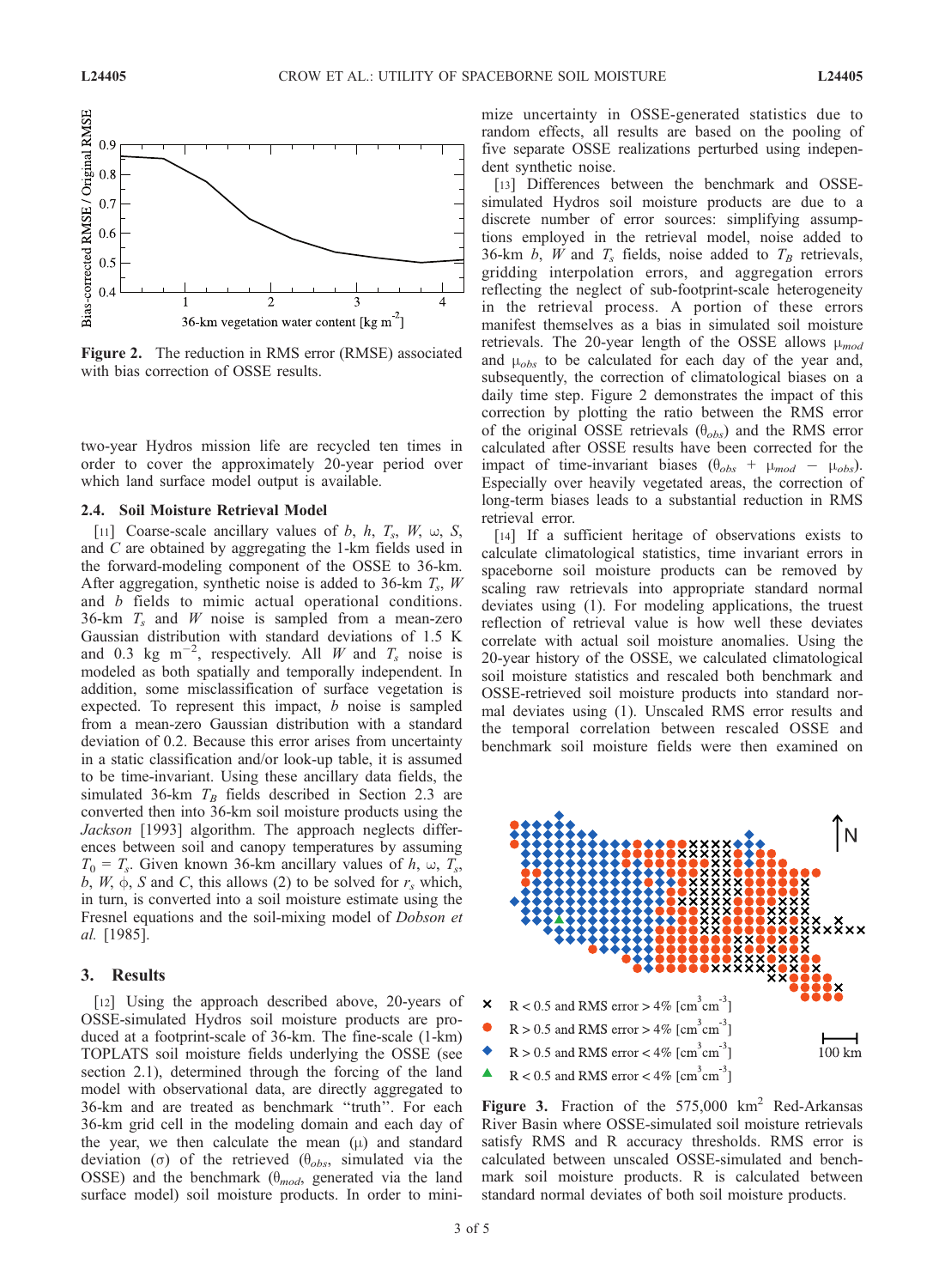Figure 2. The reduction in RMS error (RMSE) associated with bias correction of OSSE results.

two-year Hydros mission life are recycled ten times in order to cover the approximately 20-year period over which land surface model output is available.

### 2.4. Soil Moisture Retrieval Model

[11] Coarse-scale ancillary values of $b$, $h$, $T_s$, $W$, $\omega$, $S$, and $C$ are obtained by aggregating the 1-km fields used in the forward-modeling component of the OSSE to 36-km. After aggregation, synthetic noise is added to 36-km $T_s$, $W$ and $b$ fields to mimic actual operational conditions. 36-km $T_s$ and $W$ noise is sampled from a mean-zero Gaussian distribution with standard deviations of 1.5 K and 0.3 kg m$^{-2}$, respectively. All $W$ and $T_s$ noise is modeled as both spatially and temporally independent. In addition, some misclassification of surface vegetation is expected. To represent this impact, $b$ noise is sampled from a mean-zero Gaussian distribution with a standard deviation of 0.2. Because this error arises from uncertainty in a static classification and/or look-up table, it is assumed to be time-invariant. Using these ancillary data fields, the simulated 36-km $T_B$ fields described in Section 2.3 are converted then into 36-km soil moisture products using the *Jackson* [1993] algorithm. The approach neglects differences between soil and canopy temperatures by assuming $T_0 = T_s$. Given known 36-km ancillary values of $h$, $\omega$, $T_s$, $b$, $W$, $\phi$, $S$ and $C$, this allows (2) to be solved for $r_s$ which, in turn, is converted into a soil moisture estimate using the Fresnel equations and the soil-mixing model of *Dobson et al.* [1985].

## 3. Results

[12] Using the approach described above, 20-years of OSSE-simulated Hydros soil moisture products are produced at a footprint-scale of 36-km. The fine-scale (1-km) TOPLATS soil moisture fields underlying the OSSE (see section 2.1), determined through the forcing of the land model with observational data, are directly aggregated to 36-km and are treated as benchmark "truth". For each 36-km grid cell in the modeling domain and each day of the year, we then calculate the mean ($\mu$) and standard deviation ($\sigma$) of the retrieved ($\theta_{obs}$, simulated via the OSSE) and the benchmark ($\theta_{mod}$, generated via the land surface model) soil moisture products. In order to minimize uncertainty in OSSE-generated statistics due to random effects, all results are based on the pooling of five separate OSSE realizations perturbed using independent synthetic noise.

[13] Differences between the benchmark and OSSE-simulated Hydros soil moisture products are due to a discrete number of error sources: simplifying assumptions employed in the retrieval model, noise added to 36-km $b$, $W$ and $T_s$ fields, noise added to $T_B$ retrievals, gridding interpolation errors, and aggregation errors reflecting the neglect of sub-footprint-scale heterogeneity in the retrieval process. A portion of these errors manifest themselves as a bias in simulated soil moisture retrievals. The 20-year length of the OSSE allows $\mu_{mod}$ and $\mu_{obs}$ to be calculated for each day of the year and, subsequently, the correction of climatological biases on a daily time step. Figure 2 demonstrates the impact of this correction by plotting the ratio between the RMS error of the original OSSE retrievals ($\theta_{obs}$) and the RMS error calculated after OSSE results have been corrected for the impact of time-invariant biases ($\theta_{obs} + \mu_{mod} - \mu_{obs}$). Especially over heavily vegetated areas, the correction of long-term biases leads to a substantial reduction in RMS retrieval error.

[14] If a sufficient heritage of observations exists to calculate climatological statistics, time invariant errors in spaceborne soil moisture products can be removed by scaling raw retrievals into appropriate standard normal deviates using (1). For modeling applications, the truest reflection of retrieval value is how well these deviates correlate with actual soil moisture anomalies. Using the 20-year history of the OSSE, we calculated climatological soil moisture statistics and rescaled both benchmark and OSSE-retrieved soil moisture products into standard normal deviates using (1). Unscaled RMS error results and the temporal correlation between rescaled OSSE and benchmark soil moisture fields were then examined on

Figure 3. Fraction of the 575,000 km$^2$ Red-Arkansas River Basin where OSSE-simulated soil moisture retrievals satisfy RMS and R accuracy thresholds. RMS error is calculated between unscaled OSSE-simulated and benchmark soil moisture products. R is calculated between standard normal deviates of both soil moisture products.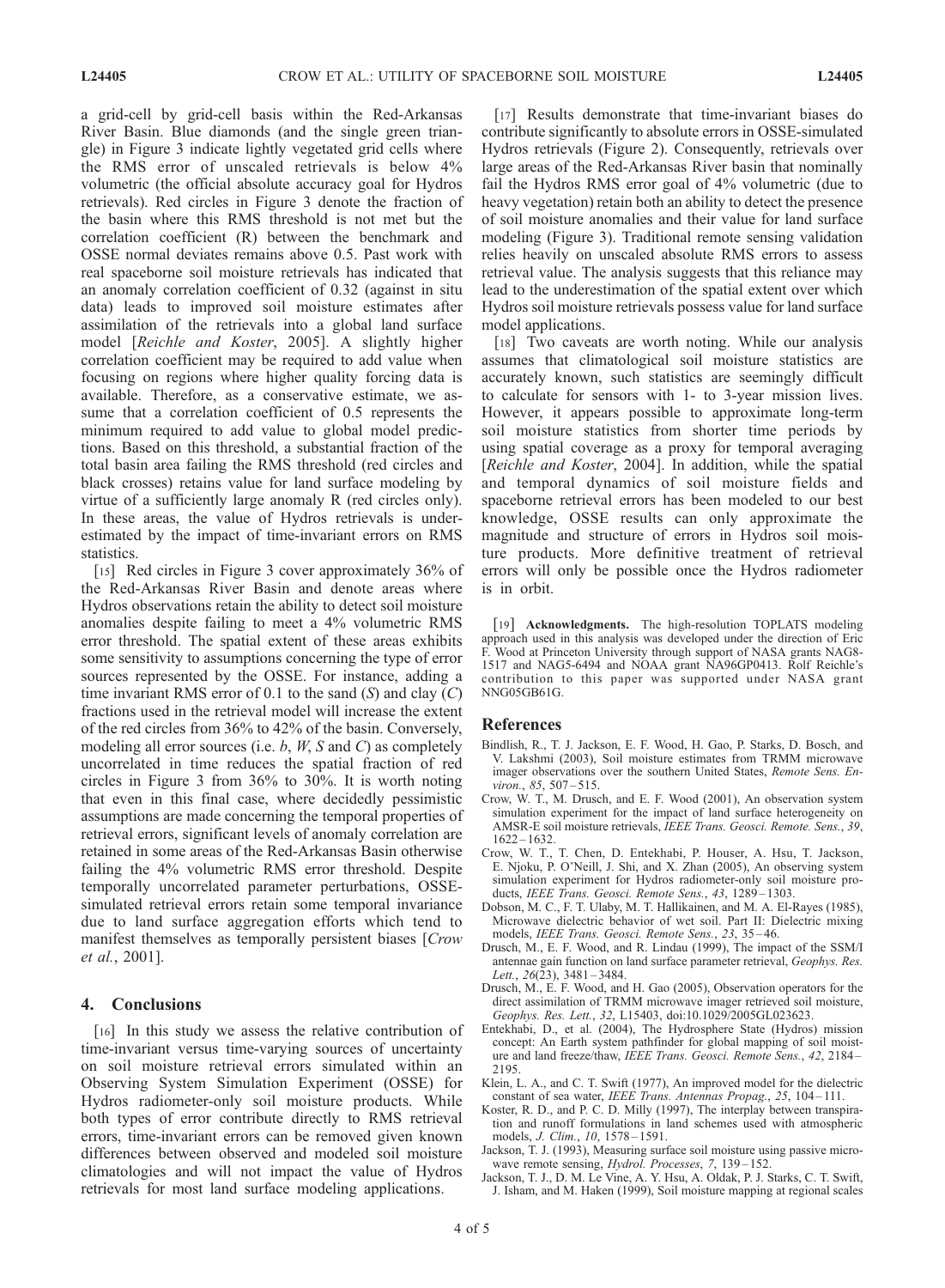a grid-cell by grid-cell basis within the Red-Arkansas River Basin. Blue diamonds (and the single green triangle) in Figure 3 indicate lightly vegetated grid cells where the RMS error of unscaled retrievals is below 4% volumetric (the official absolute accuracy goal for Hydros retrievals). Red circles in Figure 3 denote the fraction of the basin where this RMS threshold is not met but the correlation coefficient (R) between the benchmark and OSSE normal deviates remains above 0.5. Past work with real spaceborne soil moisture retrievals has indicated that an anomaly correlation coefficient of 0.32 (against in situ data) leads to improved soil moisture estimates after assimilation of the retrievals into a global land surface model [*Reichle and Koster*, 2005]. A slightly higher correlation coefficient may be required to add value when focusing on regions where higher quality forcing data is available. Therefore, as a conservative estimate, we assume that a correlation coefficient of 0.5 represents the minimum required to add value to global model predictions. Based on this threshold, a substantial fraction of the total basin area failing the RMS threshold (red circles and black crosses) retains value for land surface modeling by virtue of a sufficiently large anomaly R (red circles only). In these areas, the value of Hydros retrievals is underestimated by the impact of time-invariant errors on RMS statistics.

[15] Red circles in Figure 3 cover approximately 36% of the Red-Arkansas River Basin and denote areas where Hydros observations retain the ability to detect soil moisture anomalies despite failing to meet a 4% volumetric RMS error threshold. The spatial extent of these areas exhibits some sensitivity to assumptions concerning the type of error sources represented by the OSSE. For instance, adding a time invariant RMS error of 0.1 to the sand ($S$) and clay ($C$) fractions used in the retrieval model will increase the extent of the red circles from 36% to 42% of the basin. Conversely, modeling all error sources (i.e. $b$, $W$, $S$ and $C$) as completely uncorrelated in time reduces the spatial fraction of red circles in Figure 3 from 36% to 30%. It is worth noting that even in this final case, where decidedly pessimistic assumptions are made concerning the temporal properties of retrieval errors, significant levels of anomaly correlation are retained in some areas of the Red-Arkansas Basin otherwise failing the 4% volumetric RMS error threshold. Despite temporally uncorrelated parameter perturbations, OSSE-simulated retrieval errors retain some temporal invariance due to land surface aggregation efforts which tend to manifest themselves as temporally persistent biases [*Crow et al.*, 2001].

## 4. Conclusions

[16] In this study we assess the relative contribution of time-invariant versus time-varying sources of uncertainty on soil moisture retrieval errors simulated within an Observing System Simulation Experiment (OSSE) for Hydros radiometer-only soil moisture products. While both types of error contribute directly to RMS retrieval errors, time-invariant errors can be removed given known differences between observed and modeled soil moisture climatologies and will not impact the value of Hydros retrievals for most land surface modeling applications.

[17] Results demonstrate that time-invariant biases do contribute significantly to absolute errors in OSSE-simulated Hydros retrievals (Figure 2). Consequently, retrievals over large areas of the Red-Arkansas River basin that nominally fail the Hydros RMS error goal of 4% volumetric (due to heavy vegetation) retain both an ability to detect the presence of soil moisture anomalies and their value for land surface modeling (Figure 3). Traditional remote sensing validation relies heavily on unscaled absolute RMS errors to assess retrieval value. The analysis suggests that this reliance may lead to the underestimation of the spatial extent over which Hydros soil moisture retrievals possess value for land surface model applications.

[18] Two caveats are worth noting. While our analysis assumes that climatological soil moisture statistics are accurately known, such statistics are seemingly difficult to calculate for sensors with 1- to 3-year mission lives. However, it appears possible to approximate long-term soil moisture statistics from shorter time periods by using spatial coverage as a proxy for temporal averaging [*Reichle and Koster*, 2004]. In addition, while the spatial and temporal dynamics of soil moisture fields and spaceborne retrieval errors has been modeled to our best knowledge, OSSE results can only approximate the magnitude and structure of errors in Hydros soil moisture products. More definitive treatment of retrieval errors will only be possible once the Hydros radiometer is in orbit.

[19] **Acknowledgments.** The high-resolution TOPLATS modeling approach used in this analysis was developed under the direction of Eric F. Wood at Princeton University through support of NASA grants NAG8-1517 and NAG5-6494 and NOAA grant NA96GP0413. Rolf Reichle's contribution to this paper was supported under NASA grant NNG05GB61G.

## References

Bindlish, R., T. J. Jackson, E. F. Wood, H. Gao, P. Starks, D. Bosch, and V. Lakshmi (2003), Soil moisture estimates from TRMM microwave imager observations over the southern United States, *Remote Sens. Environ.*, *85*, 507–515.

Crow, W. T., M. Drusch, and E. F. Wood (2001), An observation system simulation experiment for the impact of land surface heterogeneity on AMSR-E soil moisture retrievals, *IEEE Trans. Geosci. Remote. Sens.*, *39*, 1622–1632.

Crow, W. T., T. Chen, D. Entekhabi, P. Houser, A. Hsu, T. Jackson, E. Njoku, P. O'Neill, J. Shi, and X. Zhan (2005), An observing system simulation experiment for Hydros radiometer-only soil moisture products, *IEEE Trans. Geosci. Remote Sens.*, *43*, 1289–1303.

Dobson, M. C., F. T. Ulaby, M. T. Hallikainen, and M. A. El-Rayes (1985), Microwave dielectric behavior of wet soil. Part II: Dielectric mixing models, *IEEE Trans. Geosci. Remote Sens.*, *23*, 35–46.

Drusch, M., E. F. Wood, and R. Lindau (1999), The impact of the SSM/I antennae gain function on land surface parameter retrieval, *Geophys. Res. Lett.*, *26*(23), 3481–3484.

Drusch, M., E. F. Wood, and H. Gao (2005), Observation operators for the direct assimilation of TRMM microwave imager retrieved soil moisture, *Geophys. Res. Lett.*, *32*, L15403, doi:10.1029/2005GL023623.

Entekhabi, D., et al. (2004), The Hydrosphere State (Hydros) mission concept: An Earth system pathfinder for global mapping of soil moisture and land freeze/thaw, *IEEE Trans. Geosci. Remote Sens.*, *42*, 2184–2195.

Klein, L. A., and C. T. Swift (1977), An improved model for the dielectric constant of sea water, *IEEE Trans. Antennas Propag.*, *25*, 104–111.

Koster, R. D., and P. C. D. Milly (1997), The interplay between transpiration and runoff formulations in land schemes used with atmospheric models, *J. Clim.*, *10*, 1578–1591.

Jackson, T. J. (1993), Measuring surface soil moisture using passive microwave remote sensing, *Hydrol. Processes*, *7*, 139–152.

Jackson, T. J., D. M. Le Vine, A. Y. Hsu, A. Oldak, P. J. Starks, C. T. Swift, J. Isham, and M. Haken (1999), Soil moisture mapping at regional scales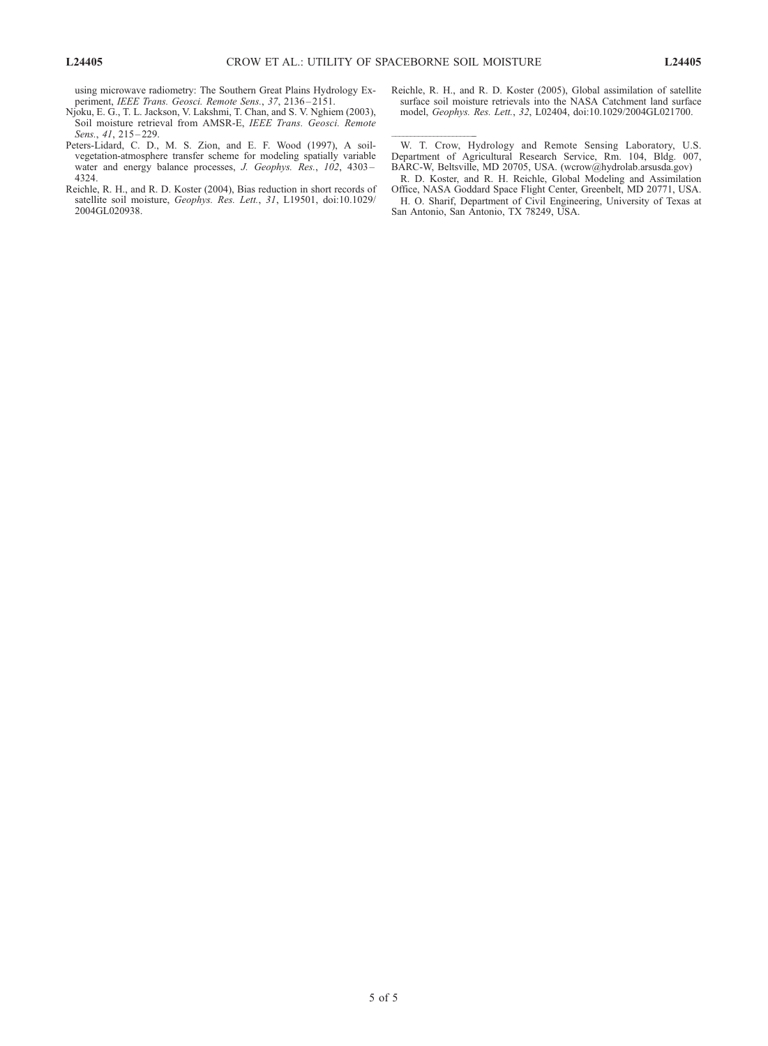using microwave radiometry: The Southern Great Plains Hydrology Experiment, *IEEE Trans. Geosci. Remote Sens.*, *37*, 2136–2151.

Njoku, E. G., T. L. Jackson, V. Lakshmi, T. Chan, and S. V. Nghiem (2003), Soil moisture retrieval from AMSR-E, *IEEE Trans. Geosci. Remote Sens.*, *41*, 215–229.

Peters-Lidard, C. D., M. S. Zion, and E. F. Wood (1997), A soil-vegetation-atmosphere transfer scheme for modeling spatially variable water and energy balance processes, *J. Geophys. Res.*, *102*, 4303–4324.

Reichle, R. H., and R. D. Koster (2004), Bias reduction in short records of satellite soil moisture, *Geophys. Res. Lett.*, *31*, L19501, doi:10.1029/2004GL020938.

Reichle, R. H., and R. D. Koster (2005), Global assimilation of satellite surface soil moisture retrievals into the NASA Catchment land surface model, *Geophys. Res. Lett.*, *32*, L02404, doi:10.1029/2004GL021700.

---

W. T. Crow, Hydrology and Remote Sensing Laboratory, U.S. Department of Agricultural Research Service, Rm. 104, Bldg. 007, BARC-W, Beltsville, MD 20705, USA. (wcrow@hydrolab.arsusda.gov)

R. D. Koster, and R. H. Reichle, Global Modeling and Assimilation Office, NASA Goddard Space Flight Center, Greenbelt, MD 20771, USA.

H. O. Sharif, Department of Civil Engineering, University of Texas at San Antonio, San Antonio, TX 78249, USA.